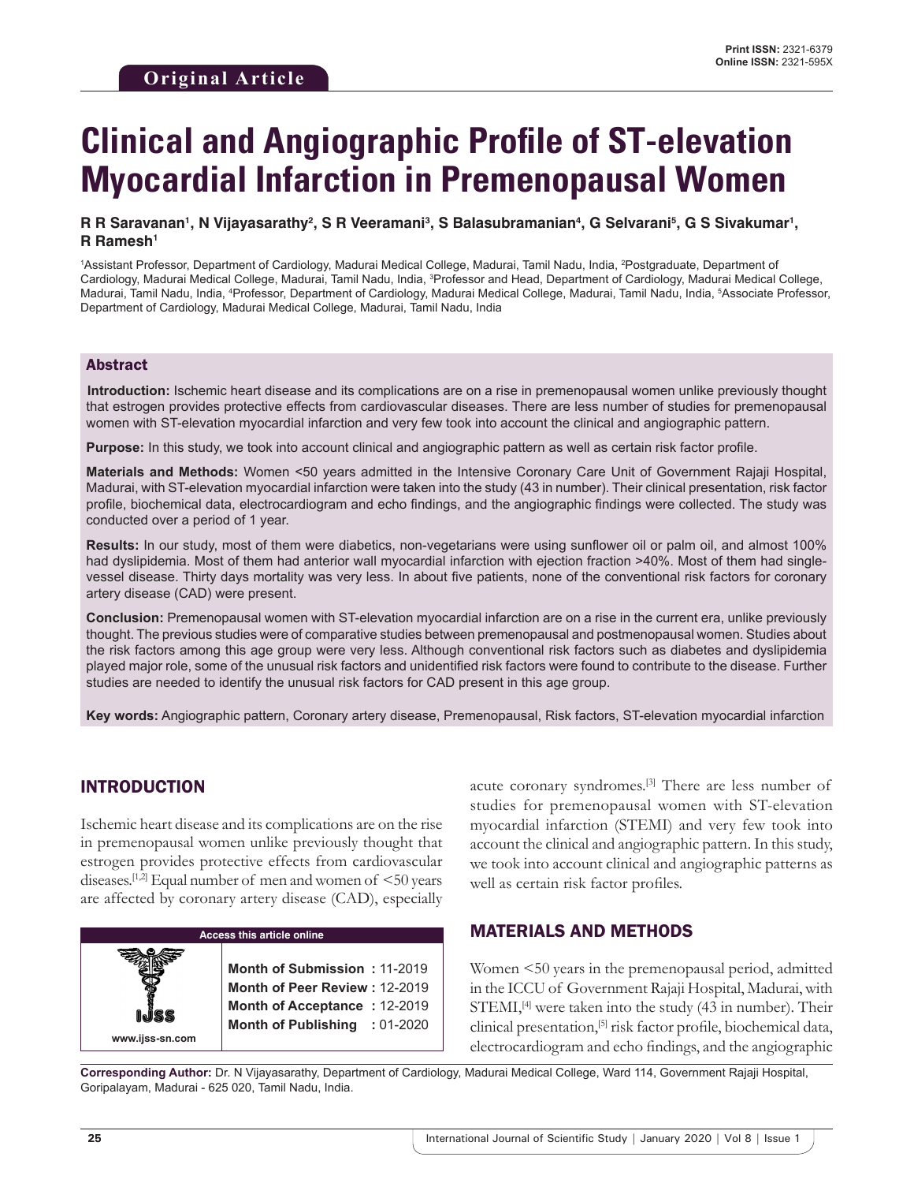Original Article

# Clinical and Angiographic Profile of ST-elevation Myocardial Infarction in Premenopausal Women

**R R Saravanan[1], N Vijayasarathy[2], S R Veeramani[3], S Balasubramanian[4], G Selvarani[5], G S Sivakumar[1], R Ramesh[1]**

[1]Assistant Professor, Department of Cardiology, Madurai Medical College, Madurai, Tamil Nadu, India, [2]Postgraduate, Department of Cardiology, Madurai Medical College, Madurai, Tamil Nadu, India, [3]Professor and Head, Department of Cardiology, Madurai Medical College, Madurai, Tamil Nadu, India, [4]Professor, Department of Cardiology, Madurai Medical College, Madurai, Tamil Nadu, India, [5]Associate Professor, Department of Cardiology, Madurai Medical College, Madurai, Tamil Nadu, India

## Abstract

**Introduction:** Ischemic heart disease and its complications are on a rise in premenopausal women unlike previously thought that estrogen provides protective effects from cardiovascular diseases. There are less number of studies for premenopausal women with ST-elevation myocardial infarction and very few took into account the clinical and angiographic pattern.

**Purpose:** In this study, we took into account clinical and angiographic pattern as well as certain risk factor profile.

**Materials and Methods:** Women <50 years admitted in the Intensive Coronary Care Unit of Government Rajaji Hospital, Madurai, with ST-elevation myocardial infarction were taken into the study (43 in number). Their clinical presentation, risk factor profile, biochemical data, electrocardiogram and echo findings, and the angiographic findings were collected. The study was conducted over a period of 1 year.

**Results:** In our study, most of them were diabetics, non-vegetarians were using sunflower oil or palm oil, and almost 100% had dyslipidemia. Most of them had anterior wall myocardial infarction with ejection fraction >40%. Most of them had single-vessel disease. Thirty days mortality was very less. In about five patients, none of the conventional risk factors for coronary artery disease (CAD) were present.

**Conclusion:** Premenopausal women with ST-elevation myocardial infarction are on a rise in the current era, unlike previously thought. The previous studies were of comparative studies between premenopausal and postmenopausal women. Studies about the risk factors among this age group were very less. Although conventional risk factors such as diabetes and dyslipidemia played major role, some of the unusual risk factors and unidentified risk factors were found to contribute to the disease. Further studies are needed to identify the unusual risk factors for CAD present in this age group.

**Key words:** Angiographic pattern, Coronary artery disease, Premenopausal, Risk factors, ST-elevation myocardial infarction

## INTRODUCTION

Ischemic heart disease and its complications are on the rise in premenopausal women unlike previously thought that estrogen provides protective effects from cardiovascular diseases.[1,2] Equal number of men and women of <50 years are affected by coronary artery disease (CAD), especially acute coronary syndromes.[3] There are less number of studies for premenopausal women with ST-elevation myocardial infarction (STEMI) and very few took into account the clinical and angiographic pattern. In this study, we took into account clinical and angiographic patterns as well as certain risk factor profiles.

| Access this article online | |
|---|---|
| www.ijss-sn.com | **Month of Submission :** 11-2019<br>**Month of Peer Review :** 12-2019<br>**Month of Acceptance :** 12-2019<br>**Month of Publishing :** 01-2020 |

## MATERIALS AND METHODS

Women <50 years in the premenopausal period, admitted in the ICCU of Government Rajaji Hospital, Madurai, with STEMI,[4] were taken into the study (43 in number). Their clinical presentation,[5] risk factor profile, biochemical data, electrocardiogram and echo findings, and the angiographic

**Corresponding Author:** Dr. N Vijayasarathy, Department of Cardiology, Madurai Medical College, Ward 114, Government Rajaji Hospital, Goripalayam, Madurai - 625 020, Tamil Nadu, India.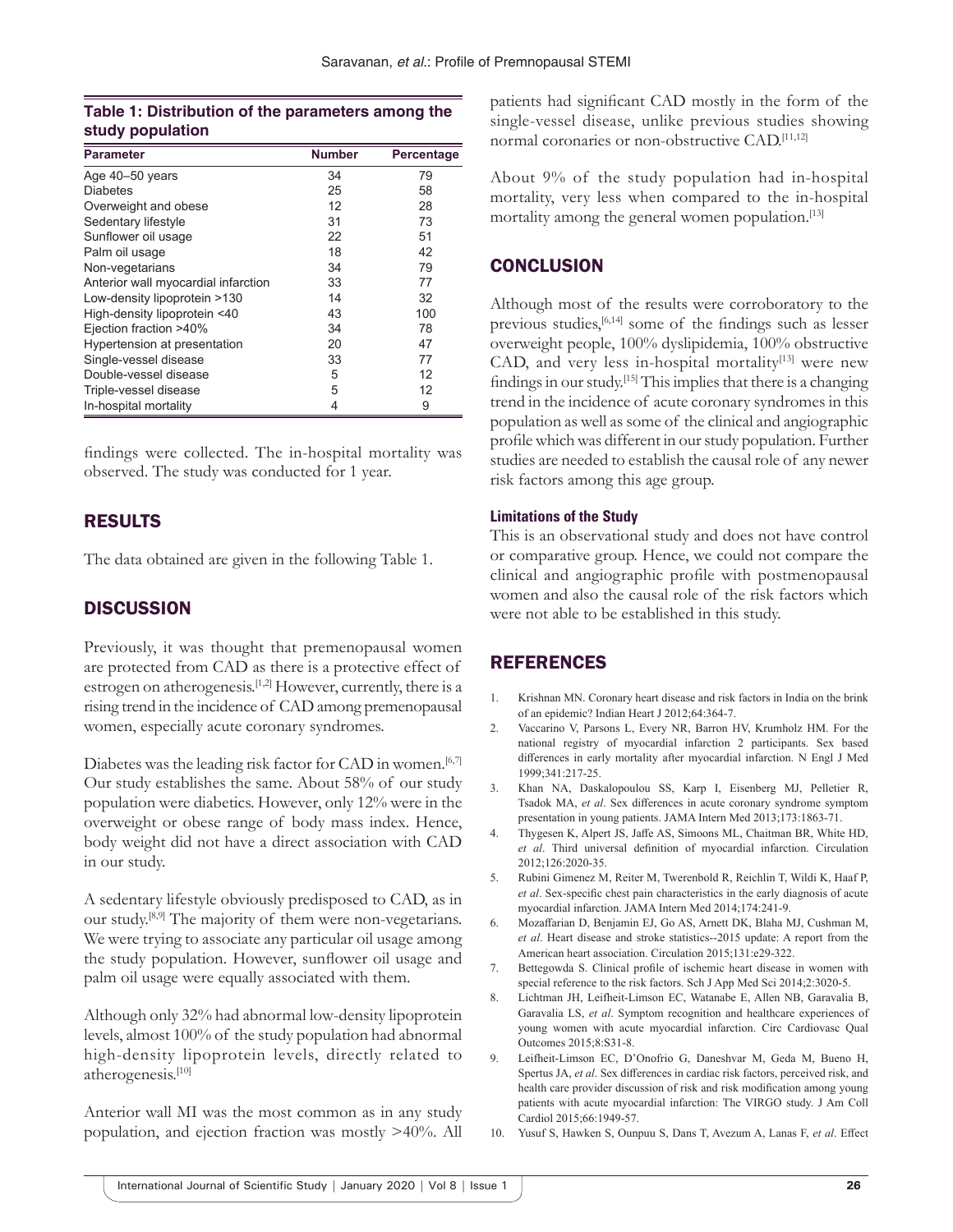**Table 1: Distribution of the parameters among the study population**

| Parameter | Number | Percentage |
|---|---|---|
| Age 40–50 years | 34 | 79 |
| Diabetes | 25 | 58 |
| Overweight and obese | 12 | 28 |
| Sedentary lifestyle | 31 | 73 |
| Sunflower oil usage | 22 | 51 |
| Palm oil usage | 18 | 42 |
| Non-vegetarians | 34 | 79 |
| Anterior wall myocardial infarction | 33 | 77 |
| Low-density lipoprotein >130 | 14 | 32 |
| High-density lipoprotein <40 | 43 | 100 |
| Ejection fraction >40% | 34 | 78 |
| Hypertension at presentation | 20 | 47 |
| Single-vessel disease | 33 | 77 |
| Double-vessel disease | 5 | 12 |
| Triple-vessel disease | 5 | 12 |
| In-hospital mortality | 4 | 9 |

findings were collected. The in-hospital mortality was observed. The study was conducted for 1 year.

## RESULTS

The data obtained are given in the following Table 1.

## DISCUSSION

Previously, it was thought that premenopausal women are protected from CAD as there is a protective effect of estrogen on atherogenesis.[1,2] However, currently, there is a rising trend in the incidence of CAD among premenopausal women, especially acute coronary syndromes.

Diabetes was the leading risk factor for CAD in women.[6,7] Our study establishes the same. About 58% of our study population were diabetics. However, only 12% were in the overweight or obese range of body mass index. Hence, body weight did not have a direct association with CAD in our study.

A sedentary lifestyle obviously predisposed to CAD, as in our study.[8,9] The majority of them were non-vegetarians. We were trying to associate any particular oil usage among the study population. However, sunflower oil usage and palm oil usage were equally associated with them.

Although only 32% had abnormal low-density lipoprotein levels, almost 100% of the study population had abnormal high-density lipoprotein levels, directly related to atherogenesis.[10]

Anterior wall MI was the most common as in any study population, and ejection fraction was mostly >40%. All patients had significant CAD mostly in the form of the single-vessel disease, unlike previous studies showing normal coronaries or non-obstructive CAD.[11,12]

About 9% of the study population had in-hospital mortality, very less when compared to the in-hospital mortality among the general women population.[13]

## CONCLUSION

Although most of the results were corroboratory to the previous studies,[6,14] some of the findings such as lesser overweight people, 100% dyslipidemia, 100% obstructive CAD, and very less in-hospital mortality[13] were new findings in our study.[15] This implies that there is a changing trend in the incidence of acute coronary syndromes in this population as well as some of the clinical and angiographic profile which was different in our study population. Further studies are needed to establish the causal role of any newer risk factors among this age group.

### Limitations of the Study

This is an observational study and does not have control or comparative group. Hence, we could not compare the clinical and angiographic profile with postmenopausal women and also the causal role of the risk factors which were not able to be established in this study.

## REFERENCES

1. Krishnan MN. Coronary heart disease and risk factors in India on the brink of an epidemic? Indian Heart J 2012;64:364-7.
2. Vaccarino V, Parsons L, Every NR, Barron HV, Krumholz HM. For the national registry of myocardial infarction 2 participants. Sex based differences in early mortality after myocardial infarction. N Engl J Med 1999;341:217-25.
3. Khan NA, Daskalopoulou SS, Karp I, Eisenberg MJ, Pelletier R, Tsadok MA, *et al*. Sex differences in acute coronary syndrome symptom presentation in young patients. JAMA Intern Med 2013;173:1863-71.
4. Thygesen K, Alpert JS, Jaffe AS, Simoons ML, Chaitman BR, White HD, *et al*. Third universal definition of myocardial infarction. Circulation 2012;126:2020-35.
5. Rubini Gimenez M, Reiter M, Twerenbold R, Reichlin T, Wildi K, Haaf P, *et al*. Sex-specific chest pain characteristics in the early diagnosis of acute myocardial infarction. JAMA Intern Med 2014;174:241-9.
6. Mozaffarian D, Benjamin EJ, Go AS, Arnett DK, Blaha MJ, Cushman M, *et al*. Heart disease and stroke statistics--2015 update: A report from the American heart association. Circulation 2015;131:e29-322.
7. Bettegowda S. Clinical profile of ischemic heart disease in women with special reference to the risk factors. Sch J App Med Sci 2014;2:3020-5.
8. Lichtman JH, Leifheit-Limson EC, Watanabe E, Allen NB, Garavalia B, Garavalia LS, *et al*. Symptom recognition and healthcare experiences of young women with acute myocardial infarction. Circ Cardiovasc Qual Outcomes 2015;8:S31-8.
9. Leifheit-Limson EC, D'Onofrio G, Daneshvar M, Geda M, Bueno H, Spertus JA, *et al*. Sex differences in cardiac risk factors, perceived risk, and health care provider discussion of risk and risk modification among young patients with acute myocardial infarction: The VIRGO study. J Am Coll Cardiol 2015;66:1949-57.
10. Yusuf S, Hawken S, Ounpuu S, Dans T, Avezum A, Lanas F, *et al*. Effect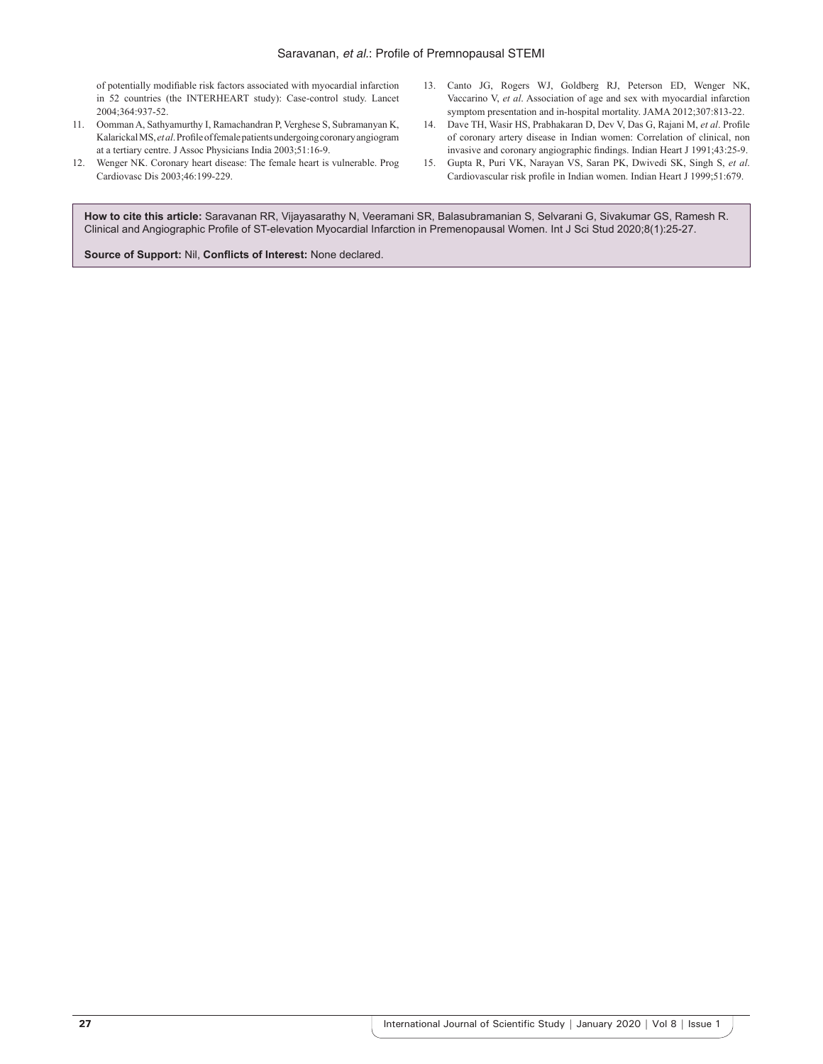of potentially modifiable risk factors associated with myocardial infarction in 52 countries (the INTERHEART study): Case-control study. Lancet 2004;364:937-52.

11. Oomman A, Sathyamurthy I, Ramachandran P, Verghese S, Subramanyan K, Kalarickal MS, *et al*. Profile of female patients undergoing coronary angiogram at a tertiary centre. J Assoc Physicians India 2003;51:16-9.
12. Wenger NK. Coronary heart disease: The female heart is vulnerable. Prog Cardiovasc Dis 2003;46:199-229.
13. Canto JG, Rogers WJ, Goldberg RJ, Peterson ED, Wenger NK, Vaccarino V, *et al*. Association of age and sex with myocardial infarction symptom presentation and in-hospital mortality. JAMA 2012;307:813-22.
14. Dave TH, Wasir HS, Prabhakaran D, Dev V, Das G, Rajani M, *et al*. Profile of coronary artery disease in Indian women: Correlation of clinical, non invasive and coronary angiographic findings. Indian Heart J 1991;43:25-9.
15. Gupta R, Puri VK, Narayan VS, Saran PK, Dwivedi SK, Singh S, *et al*. Cardiovascular risk profile in Indian women. Indian Heart J 1999;51:679.

**How to cite this article:** Saravanan RR, Vijayasarathy N, Veeramani SR, Balasubramanian S, Selvarani G, Sivakumar GS, Ramesh R. Clinical and Angiographic Profile of ST-elevation Myocardial Infarction in Premenopausal Women. Int J Sci Stud 2020;8(1):25-27.

**Source of Support:** Nil, **Conflicts of Interest:** None declared.